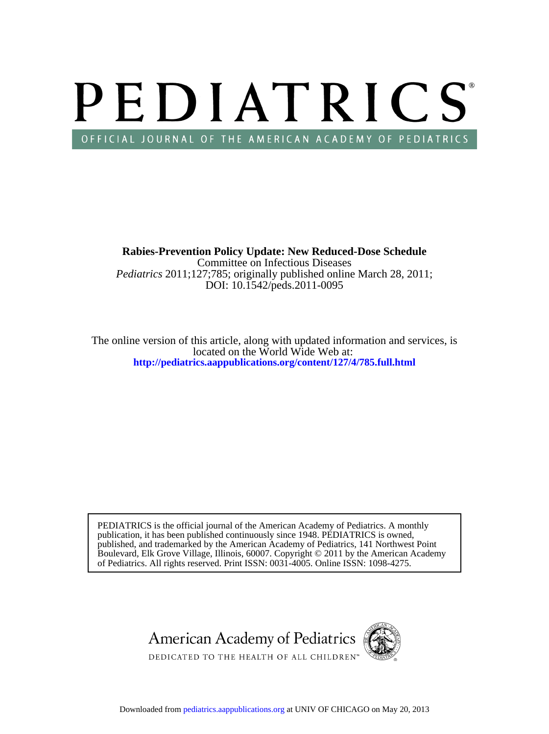# PEDIATRICS

OFFICIAL JOURNAL OF THE AMERICAN ACADEMY OF PEDIATRICS

**Rabies-Prevention Policy Update: New Reduced-Dose Schedule**

Committee on Infectious Diseases

*Pediatrics* 2011;127;785; originally published online March 28, 2011;

DOI: 10.1542/peds.2011-0095

The online version of this article, along with updated information and services, is located on the World Wide Web at:

**http://pediatrics.aappublications.org/content/127/4/785.full.html**

PEDIATRICS is the official journal of the American Academy of Pediatrics. A monthly publication, it has been published continuously since 1948. PEDIATRICS is owned, published, and trademarked by the American Academy of Pediatrics, 141 Northwest Point Boulevard, Elk Grove Village, Illinois, 60007. Copyright © 2011 by the American Academy of Pediatrics. All rights reserved. Print ISSN: 0031-4005. Online ISSN: 1098-4275.

American Academy of Pediatrics

DEDICATED TO THE HEALTH OF ALL CHILDREN™

Downloaded from pediatrics.aappublications.org at UNIV OF CHICAGO on May 20, 2013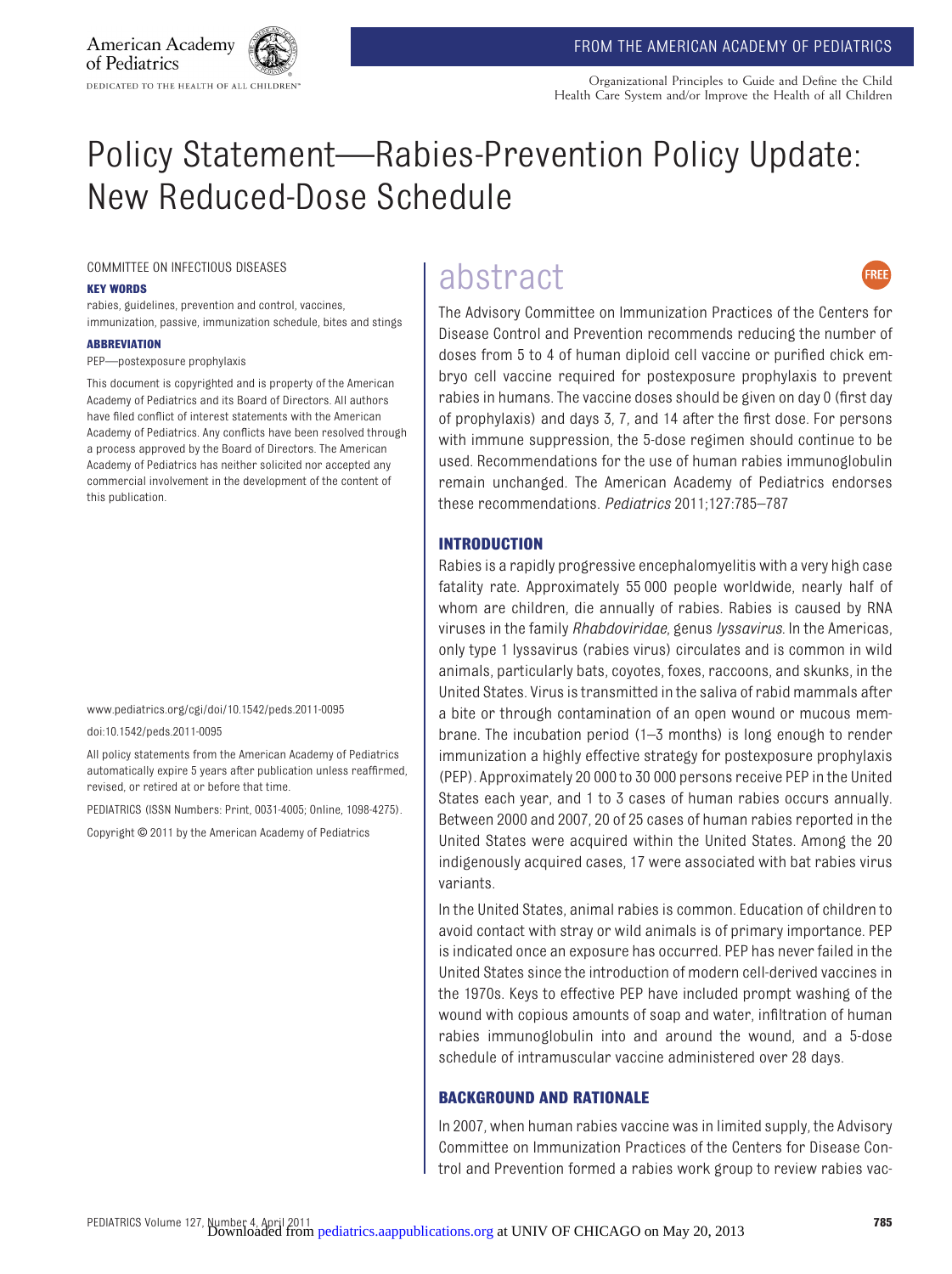# Policy Statement—Rabies-Prevention Policy Update: New Reduced-Dose Schedule

COMMITTEE ON INFECTIOUS DISEASES

**KEY WORDS**

rabies, guidelines, prevention and control, vaccines, immunization, passive, immunization schedule, bites and stings

**ABBREVIATION**

PEP—postexposure prophylaxis

This document is copyrighted and is property of the American Academy of Pediatrics and its Board of Directors. All authors have filed conflict of interest statements with the American Academy of Pediatrics. Any conflicts have been resolved through a process approved by the Board of Directors. The American Academy of Pediatrics has neither solicited nor accepted any commercial involvement in the development of the content of this publication.

www.pediatrics.org/cgi/doi/10.1542/peds.2011-0095

doi:10.1542/peds.2011-0095

All policy statements from the American Academy of Pediatrics automatically expire 5 years after publication unless reaffirmed, revised, or retired at or before that time.

PEDIATRICS (ISSN Numbers: Print, 0031-4005; Online, 1098-4275).

Copyright © 2011 by the American Academy of Pediatrics

## abstract

The Advisory Committee on Immunization Practices of the Centers for Disease Control and Prevention recommends reducing the number of doses from 5 to 4 of human diploid cell vaccine or purified chick embryo cell vaccine required for postexposure prophylaxis to prevent rabies in humans. The vaccine doses should be given on day 0 (first day of prophylaxis) and days 3, 7, and 14 after the first dose. For persons with immune suppression, the 5-dose regimen should continue to be used. Recommendations for the use of human rabies immunoglobulin remain unchanged. The American Academy of Pediatrics endorses these recommendations. *Pediatrics* 2011;127:785–787

### INTRODUCTION

Rabies is a rapidly progressive encephalomyelitis with a very high case fatality rate. Approximately 55 000 people worldwide, nearly half of whom are children, die annually of rabies. Rabies is caused by RNA viruses in the family *Rhabdoviridae*, genus *lyssavirus*. In the Americas, only type 1 lyssavirus (rabies virus) circulates and is common in wild animals, particularly bats, coyotes, foxes, raccoons, and skunks, in the United States. Virus is transmitted in the saliva of rabid mammals after a bite or through contamination of an open wound or mucous membrane. The incubation period (1–3 months) is long enough to render immunization a highly effective strategy for postexposure prophylaxis (PEP). Approximately 20 000 to 30 000 persons receive PEP in the United States each year, and 1 to 3 cases of human rabies occurs annually. Between 2000 and 2007, 20 of 25 cases of human rabies reported in the United States were acquired within the United States. Among the 20 indigenously acquired cases, 17 were associated with bat rabies virus variants.

In the United States, animal rabies is common. Education of children to avoid contact with stray or wild animals is of primary importance. PEP is indicated once an exposure has occurred. PEP has never failed in the United States since the introduction of modern cell-derived vaccines in the 1970s. Keys to effective PEP have included prompt washing of the wound with copious amounts of soap and water, infiltration of human rabies immunoglobulin into and around the wound, and a 5-dose schedule of intramuscular vaccine administered over 28 days.

### BACKGROUND AND RATIONALE

In 2007, when human rabies vaccine was in limited supply, the Advisory Committee on Immunization Practices of the Centers for Disease Control and Prevention formed a rabies work group to review rabies vac-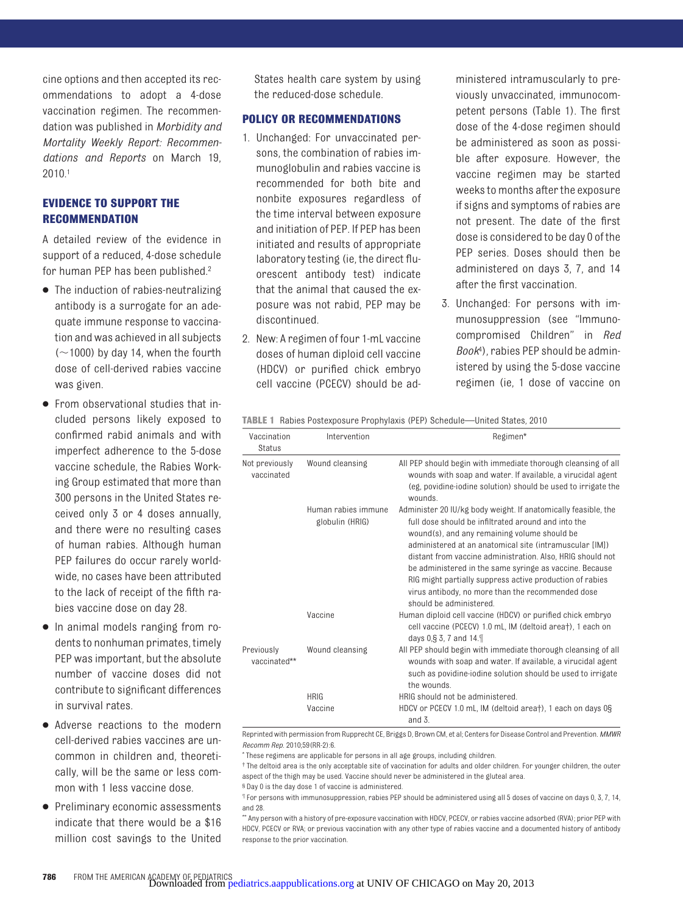cine options and then accepted its recommendations to adopt a 4-dose vaccination regimen. The recommendation was published in *Morbidity and Mortality Weekly Report: Recommendations and Reports* on March 19, 2010.[1]

## EVIDENCE TO SUPPORT THE RECOMMENDATION

A detailed review of the evidence in support of a reduced, 4-dose schedule for human PEP has been published.[2]

- The induction of rabies-neutralizing antibody is a surrogate for an adequate immune response to vaccination and was achieved in all subjects (~1000) by day 14, when the fourth dose of cell-derived rabies vaccine was given.
- From observational studies that included persons likely exposed to confirmed rabid animals and with imperfect adherence to the 5-dose vaccine schedule, the Rabies Working Group estimated that more than 300 persons in the United States received only 3 or 4 doses annually, and there were no resulting cases of human rabies. Although human PEP failures do occur rarely worldwide, no cases have been attributed to the lack of receipt of the fifth rabies vaccine dose on day 28.
- In animal models ranging from rodents to nonhuman primates, timely PEP was important, but the absolute number of vaccine doses did not contribute to significant differences in survival rates.
- Adverse reactions to the modern cell-derived rabies vaccines are uncommon in children and, theoretically, will be the same or less common with 1 less vaccine dose.
- Preliminary economic assessments indicate that there would be a $16 million cost savings to the United States health care system by using the reduced-dose schedule.

## POLICY OR RECOMMENDATIONS

1. Unchanged: For unvaccinated persons, the combination of rabies immunoglobulin and rabies vaccine is recommended for both bite and nonbite exposures regardless of the time interval between exposure and initiation of PEP. If PEP has been initiated and results of appropriate laboratory testing (ie, the direct fluorescent antibody test) indicate that the animal that caused the exposure was not rabid, PEP may be discontinued.
2. New: A regimen of four 1-mL vaccine doses of human diploid cell vaccine (HDCV) or purified chick embryo cell vaccine (PCECV) should be administered intramuscularly to previously unvaccinated, immunocompetent persons (Table 1). The first dose of the 4-dose regimen should be administered as soon as possible after exposure. However, the vaccine regimen may be started weeks to months after the exposure if signs and symptoms of rabies are not present. The date of the first dose is considered to be day 0 of the PEP series. Doses should then be administered on days 3, 7, and 14 after the first vaccination.
3. Unchanged: For persons with immunosuppression (see "Immunocompromised Children" in *Red Book*[4]), rabies PEP should be administered by using the 5-dose vaccine regimen (ie, 1 dose of vaccine on

**TABLE 1** Rabies Postexposure Prophylaxis (PEP) Schedule—United States, 2010

| Vaccination Status | Intervention | Regimen* |
|---|---|---|
| Not previously vaccinated | Wound cleansing | All PEP should begin with immediate thorough cleansing of all wounds with soap and water. If available, a virucidal agent (eg, povidine-iodine solution) should be used to irrigate the wounds. |
| | Human rabies immune globulin (HRIG) | Administer 20 IU/kg body weight. If anatomically feasible, the full dose should be infiltrated around and into the wound(s), and any remaining volume should be administered at an anatomical site (intramuscular [IM]) distant from vaccine administration. Also, HRIG should not be administered in the same syringe as vaccine. Because RIG might partially suppress active production of rabies virus antibody, no more than the recommended dose should be administered. |
| | Vaccine | Human diploid cell vaccine (HDCV) or purified chick embryo cell vaccine (PCECV) 1.0 mL, IM (deltoid area†), 1 each on days 0,§ 3, 7 and 14.¶ |
| Previously vaccinated** | Wound cleansing | All PEP should begin with immediate thorough cleansing of all wounds with soap and water. If available, a virucidal agent such as povidine-iodine solution should be used to irrigate the wounds. |
| | HRIG | HRIG should not be administered. |
| | Vaccine | HDCV or PCECV 1.0 mL, IM (deltoid area†), 1 each on days 0§ and 3. |

Reprinted with permission from Rupprecht CE, Briggs D, Brown CM, et al; Centers for Disease Control and Prevention. *MMWR Recomm Rep*. 2010;59(RR-2):6.

* These regimens are applicable for persons in all age groups, including children.

† The deltoid area is the only acceptable site of vaccination for adults and older children. For younger children, the outer aspect of the thigh may be used. Vaccine should never be administered in the gluteal area.

§ Day 0 is the day dose 1 of vaccine is administered.

¶ For persons with immunosuppression, rabies PEP should be administered using all 5 doses of vaccine on days 0, 3, 7, 14, and 28.

** Any person with a history of pre-exposure vaccination with HDCV, PCECV, or rabies vaccine adsorbed (RVA); prior PEP with HDCV, PCECV or RVA; or previous vaccination with any other type of rabies vaccine and a documented history of antibody response to the prior vaccination.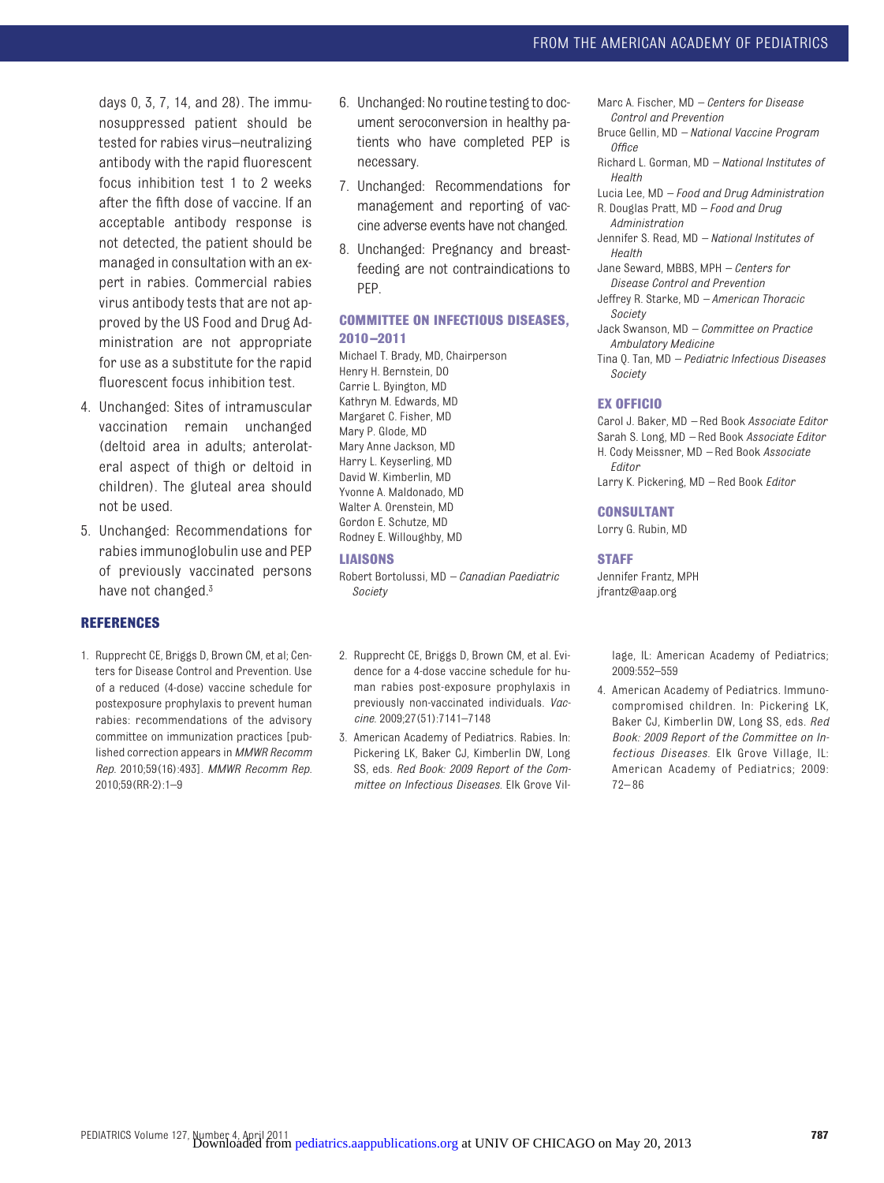days 0, 3, 7, 14, and 28). The immunosuppressed patient should be tested for rabies virus–neutralizing antibody with the rapid fluorescent focus inhibition test 1 to 2 weeks after the fifth dose of vaccine. If an acceptable antibody response is not detected, the patient should be managed in consultation with an expert in rabies. Commercial rabies virus antibody tests that are not approved by the US Food and Drug Administration are not appropriate for use as a substitute for the rapid fluorescent focus inhibition test.

4. Unchanged: Sites of intramuscular vaccination remain unchanged (deltoid area in adults; anterolateral aspect of thigh or deltoid in children). The gluteal area should not be used.
5. Unchanged: Recommendations for rabies immunoglobulin use and PEP of previously vaccinated persons have not changed.[3]
6. Unchanged: No routine testing to document seroconversion in healthy patients who have completed PEP is necessary.
7. Unchanged: Recommendations for management and reporting of vaccine adverse events have not changed.
8. Unchanged: Pregnancy and breastfeeding are not contraindications to PEP.

## COMMITTEE ON INFECTIOUS DISEASES, 2010–2011

Michael T. Brady, MD, Chairperson
Henry H. Bernstein, DO
Carrie L. Byington, MD
Kathryn M. Edwards, MD
Margaret C. Fisher, MD
Mary P. Glode, MD
Mary Anne Jackson, MD
Harry L. Keyserling, MD
David W. Kimberlin, MD
Yvonne A. Maldonado, MD
Walter A. Orenstein, MD
Gordon E. Schutze, MD
Rodney E. Willoughby, MD

## LIAISONS

Robert Bortolussi, MD – *Canadian Paediatric Society*
Marc A. Fischer, MD – *Centers for Disease Control and Prevention*
Bruce Gellin, MD – *National Vaccine Program Office*
Richard L. Gorman, MD – *National Institutes of Health*
Lucia Lee, MD – *Food and Drug Administration*
R. Douglas Pratt, MD – *Food and Drug Administration*
Jennifer S. Read, MD – *National Institutes of Health*
Jane Seward, MBBS, MPH – *Centers for Disease Control and Prevention*
Jeffrey R. Starke, MD – *American Thoracic Society*
Jack Swanson, MD – *Committee on Practice Ambulatory Medicine*
Tina Q. Tan, MD – *Pediatric Infectious Diseases Society*

## EX OFFICIO

Carol J. Baker, MD – Red Book *Associate Editor*
Sarah S. Long, MD – Red Book *Associate Editor*
H. Cody Meissner, MD – Red Book *Associate Editor*
Larry K. Pickering, MD – Red Book *Editor*

## CONSULTANT

Lorry G. Rubin, MD

## STAFF

Jennifer Frantz, MPH
jfrantz@aap.org

## REFERENCES

1. Rupprecht CE, Briggs D, Brown CM, et al; Centers for Disease Control and Prevention. Use of a reduced (4-dose) vaccine schedule for postexposure prophylaxis to prevent human rabies: recommendations of the advisory committee on immunization practices [published correction appears in *MMWR Recomm Rep.* 2010;59(16):493]. *MMWR Recomm Rep.* 2010;59(RR-2):1–9
2. Rupprecht CE, Briggs D, Brown CM, et al. Evidence for a 4-dose vaccine schedule for human rabies post-exposure prophylaxis in previously non-vaccinated individuals. *Vaccine.* 2009;27(51):7141–7148
3. American Academy of Pediatrics. Rabies. In: Pickering LK, Baker CJ, Kimberlin DW, Long SS, eds. *Red Book: 2009 Report of the Committee on Infectious Diseases.* Elk Grove Village, IL: American Academy of Pediatrics; 2009:552–559
4. American Academy of Pediatrics. Immunocompromised children. In: Pickering LK, Baker CJ, Kimberlin DW, Long SS, eds. *Red Book: 2009 Report of the Committee on Infectious Diseases.* Elk Grove Village, IL: American Academy of Pediatrics; 2009: 72–86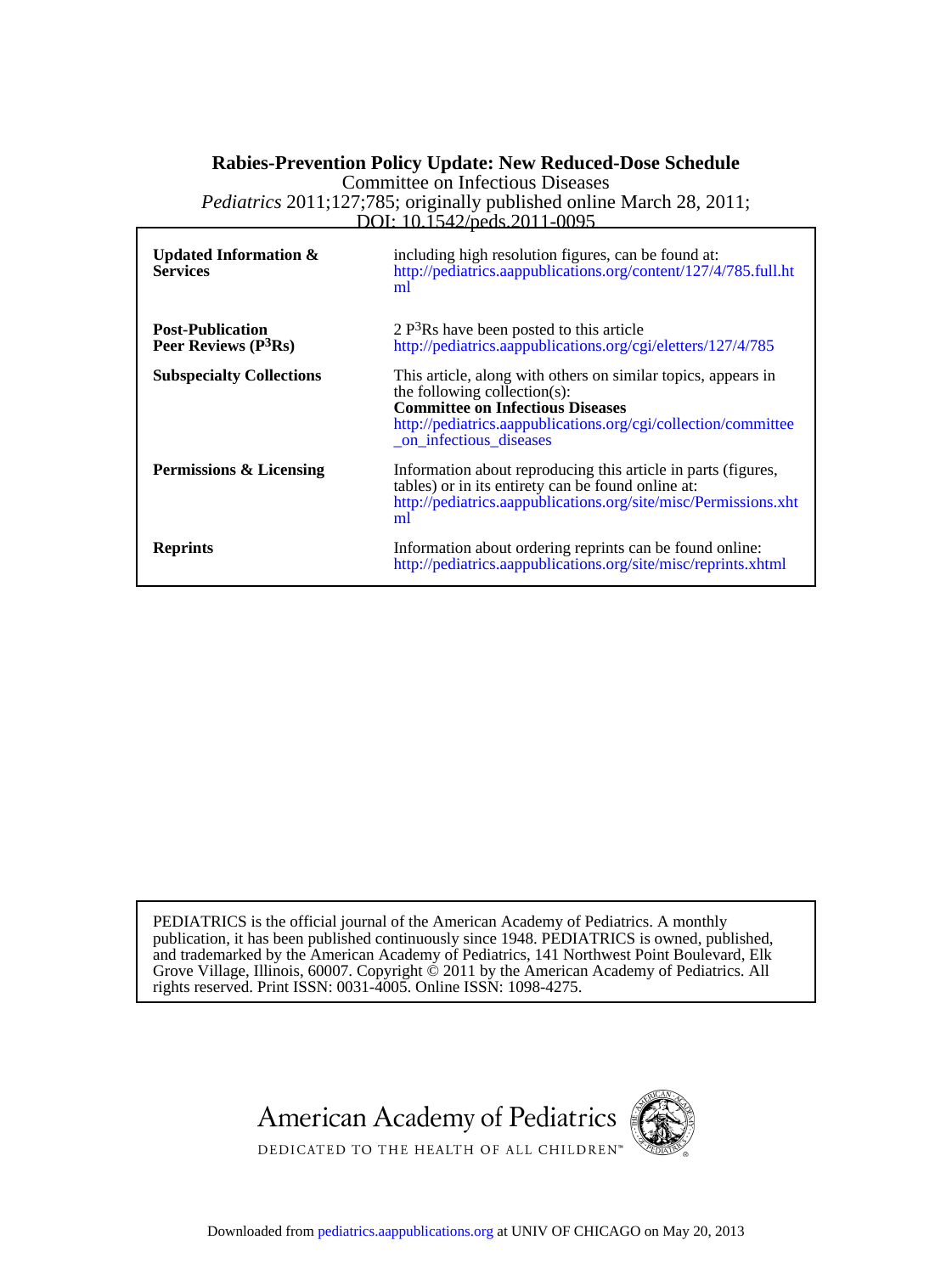# Rabies-Prevention Policy Update: New Reduced-Dose Schedule

Committee on Infectious Diseases

*Pediatrics* 2011;127;785; originally published online March 28, 2011;

DOI: 10.1542/peds.2011-0095

| | |
|---|---|
| **Updated Information & Services** | including high resolution figures, can be found at: http://pediatrics.aappublications.org/content/127/4/785.full.html |
| **Post-Publication Peer Reviews (P$^3$Rs)** | 2 P$^3$Rs have been posted to this article http://pediatrics.aappublications.org/cgi/eletters/127/4/785 |
| **Subspecialty Collections** | This article, along with others on similar topics, appears in the following collection(s): **Committee on Infectious Diseases** http://pediatrics.aappublications.org/cgi/collection/committee_on_infectious_diseases |
| **Permissions & Licensing** | Information about reproducing this article in parts (figures, tables) or in its entirety can be found online at: http://pediatrics.aappublications.org/site/misc/Permissions.xhtml |
| **Reprints** | Information about ordering reprints can be found online: http://pediatrics.aappublications.org/site/misc/reprints.xhtml |

PEDIATRICS is the official journal of the American Academy of Pediatrics. A monthly publication, it has been published continuously since 1948. PEDIATRICS is owned, published, and trademarked by the American Academy of Pediatrics, 141 Northwest Point Boulevard, Elk Grove Village, Illinois, 60007. Copyright © 2011 by the American Academy of Pediatrics. All rights reserved. Print ISSN: 0031-4005. Online ISSN: 1098-4275.

American Academy of Pediatrics

DEDICATED TO THE HEALTH OF ALL CHILDREN™